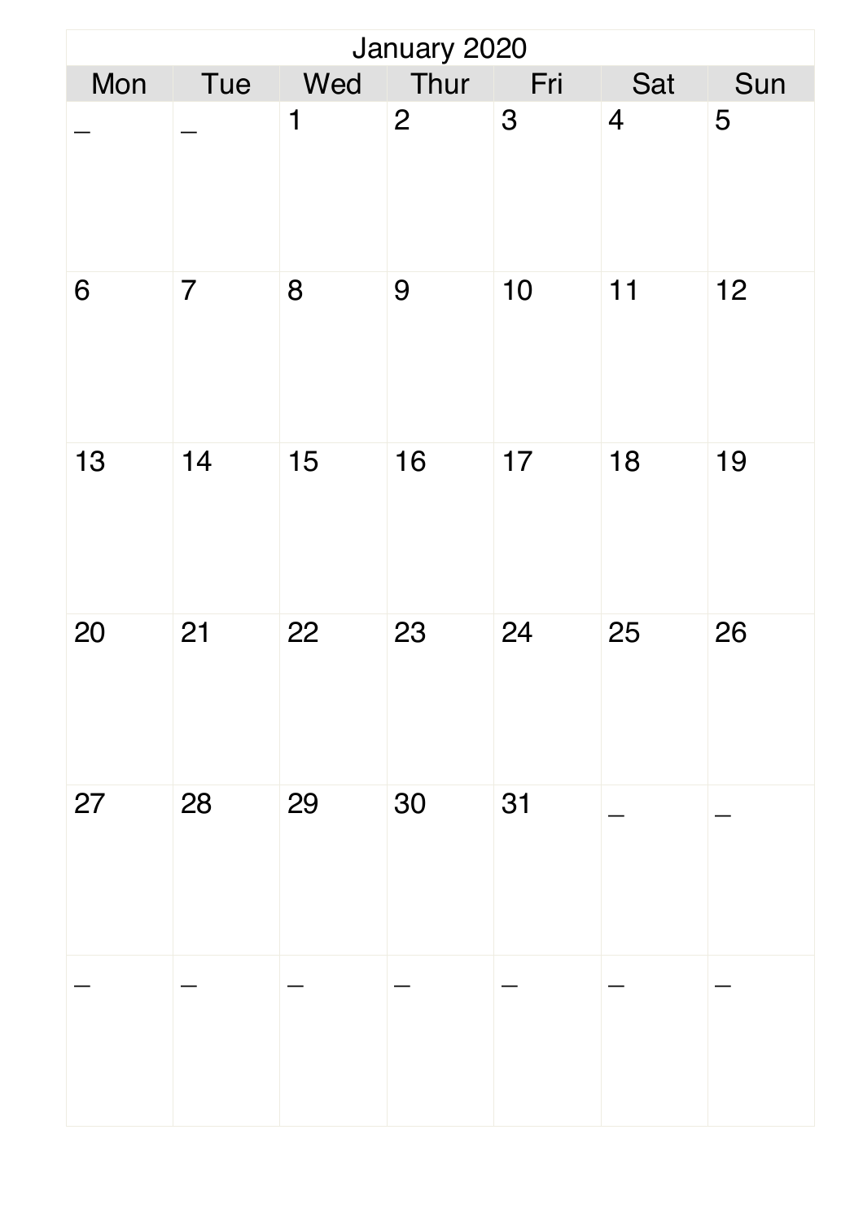# January 2020

| Mon | Tue | Wed | Thur | Fri | Sat | Sun |
|---|---|---|---|---|---|---|
| _ | _ | 1 | 2 | 3 | 4 | 5 |
| 6 | 7 | 8 | 9 | 10 | 11 | 12 |
| 13 | 14 | 15 | 16 | 17 | 18 | 19 |
| 20 | 21 | 22 | 23 | 24 | 25 | 26 |
| 27 | 28 | 29 | 30 | 31 | _ | _ |
| _ | _ | _ | _ | _ | _ | _ |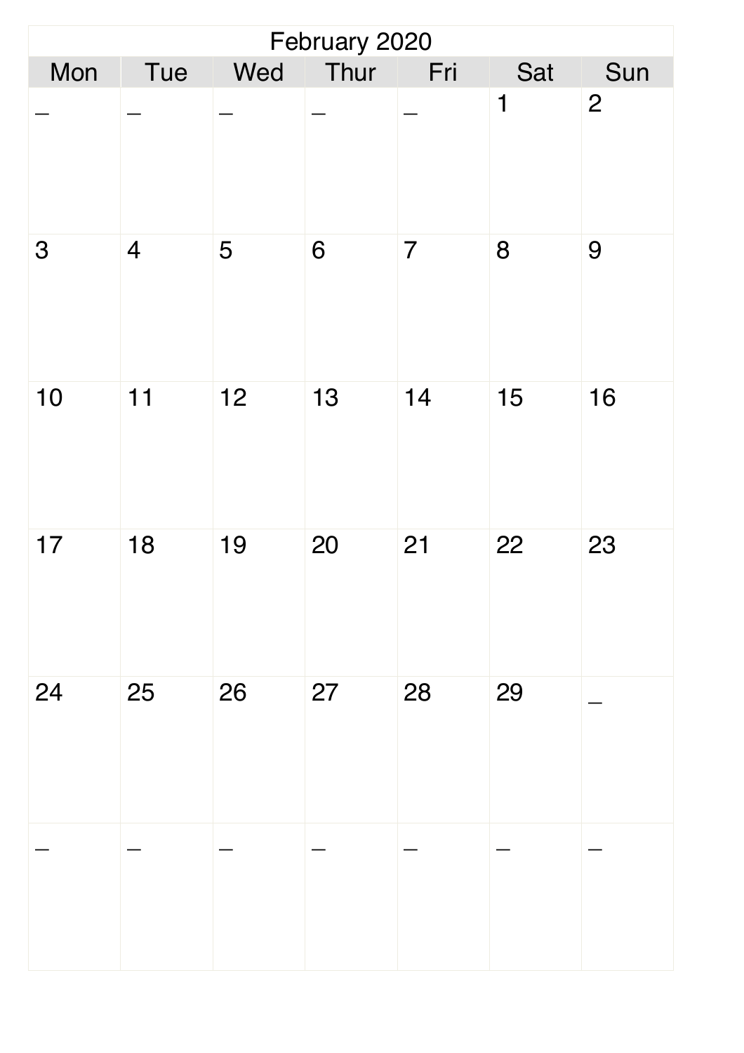# February 2020

| Mon | Tue | Wed | Thur | Fri | Sat | Sun |
|---|---|---|---|---|---|---|
| _ | _ | _ | _ | _ | 1 | 2 |
| 3 | 4 | 5 | 6 | 7 | 8 | 9 |
| 10 | 11 | 12 | 13 | 14 | 15 | 16 |
| 17 | 18 | 19 | 20 | 21 | 22 | 23 |
| 24 | 25 | 26 | 27 | 28 | 29 | _ |
| _ | _ | _ | _ | _ | _ | _ |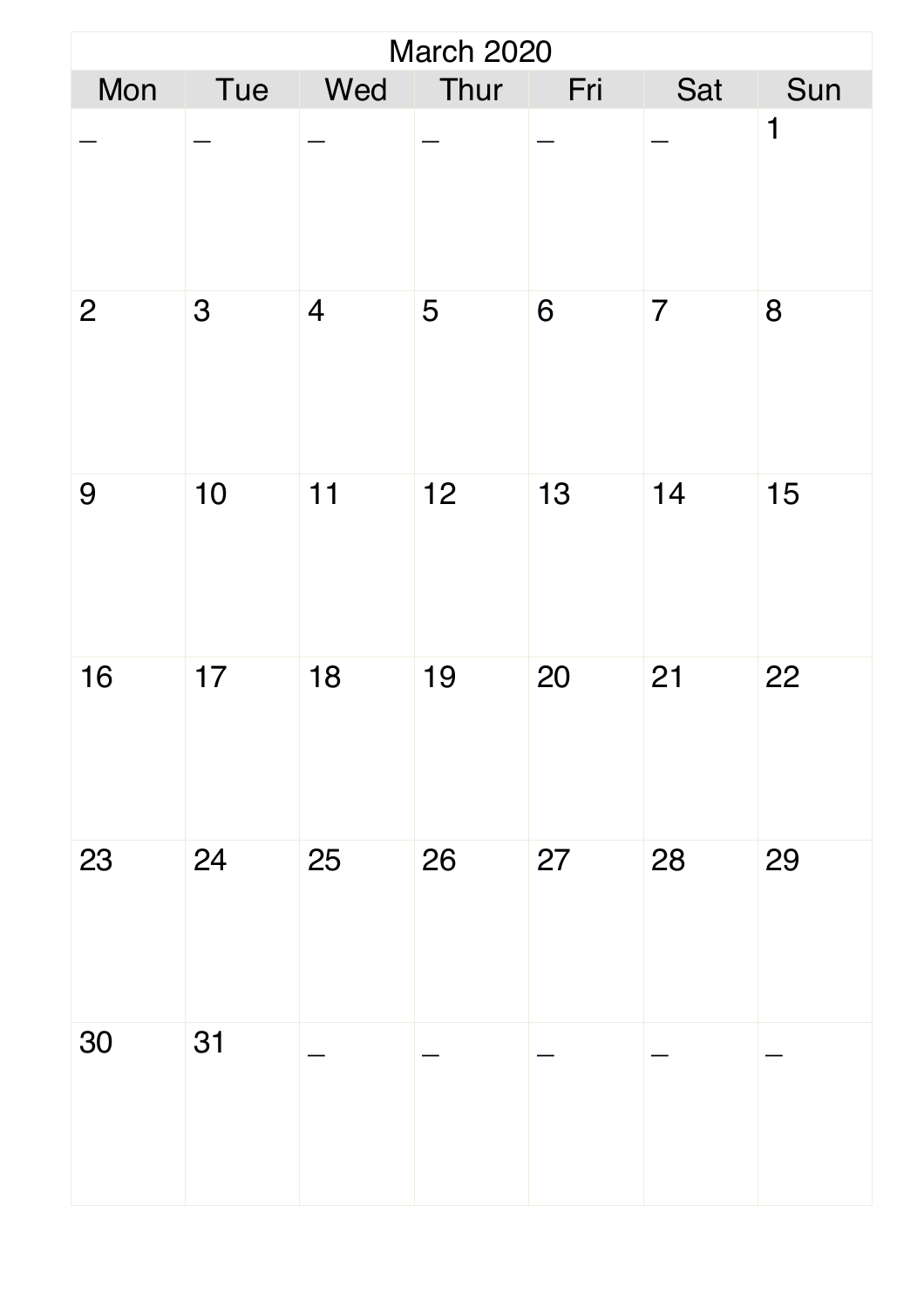| March 2020 | | | | | | |
|---|---|---|---|---|---|---|
| Mon | Tue | Wed | Thur | Fri | Sat | Sun |
| _ | _ | _ | _ | _ | _ | 1 |
| 2 | 3 | 4 | 5 | 6 | 7 | 8 |
| 9 | 10 | 11 | 12 | 13 | 14 | 15 |
| 16 | 17 | 18 | 19 | 20 | 21 | 22 |
| 23 | 24 | 25 | 26 | 27 | 28 | 29 |
| 30 | 31 | _ | _ | _ | _ | _ |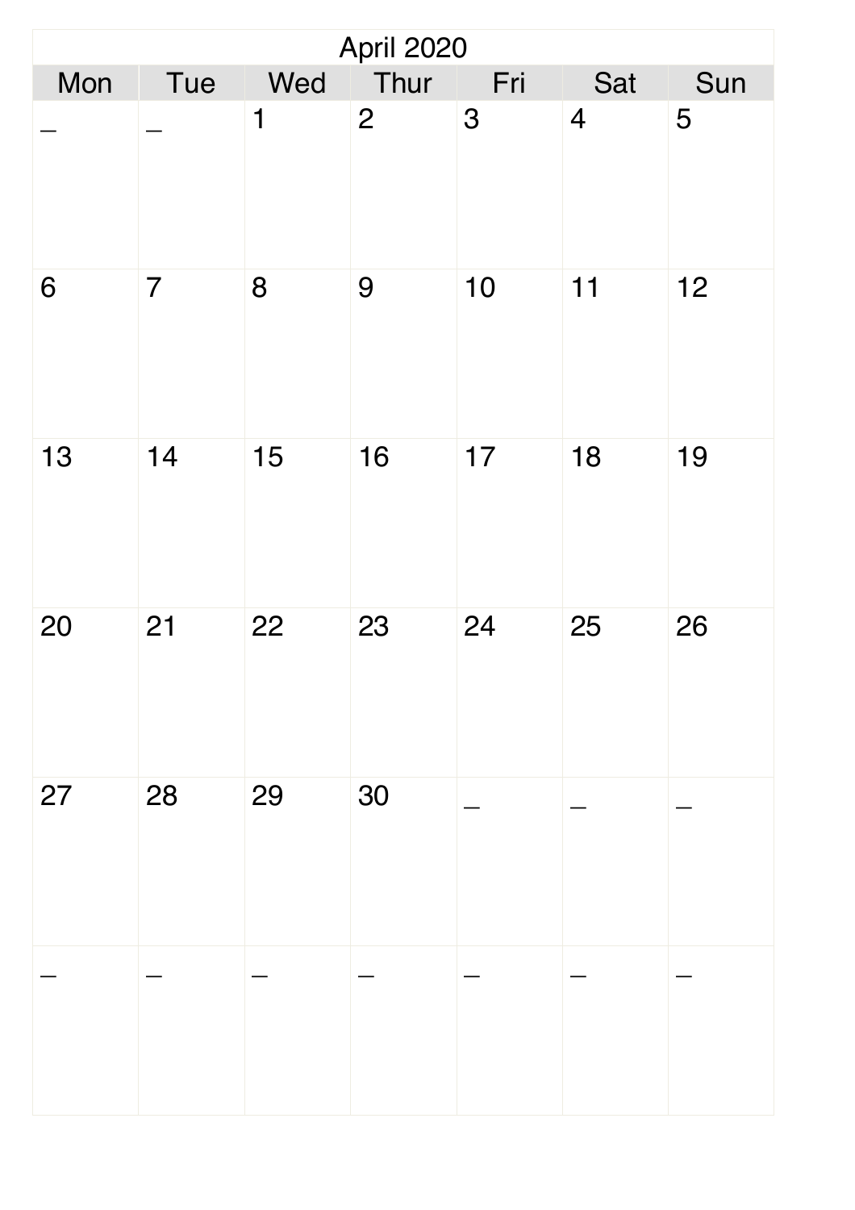April 2020

| Mon | Tue | Wed | Thur | Fri | Sat | Sun |
| --- | --- | --- | --- | --- | --- | --- |
| _ | _ | 1 | 2 | 3 | 4 | 5 |
| 6 | 7 | 8 | 9 | 10 | 11 | 12 |
| 13 | 14 | 15 | 16 | 17 | 18 | 19 |
| 20 | 21 | 22 | 23 | 24 | 25 | 26 |
| 27 | 28 | 29 | 30 | _ | _ | _ |
| _ | _ | _ | _ | _ | _ | _ |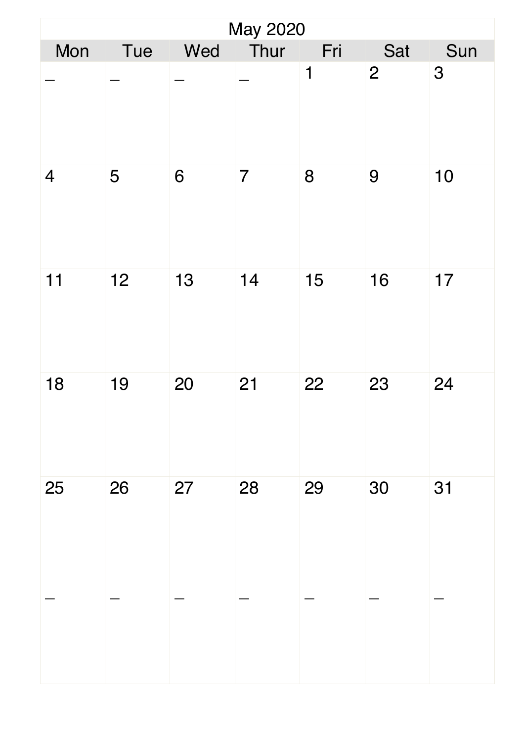# May 2020

| Mon | Tue | Wed | Thur | Fri | Sat | Sun |
|---|---|---|---|---|---|---|
| _ | _ | _ | _ | 1 | 2 | 3 |
| 4 | 5 | 6 | 7 | 8 | 9 | 10 |
| 11 | 12 | 13 | 14 | 15 | 16 | 17 |
| 18 | 19 | 20 | 21 | 22 | 23 | 24 |
| 25 | 26 | 27 | 28 | 29 | 30 | 31 |
| _ | _ | _ | _ | _ | _ | _ |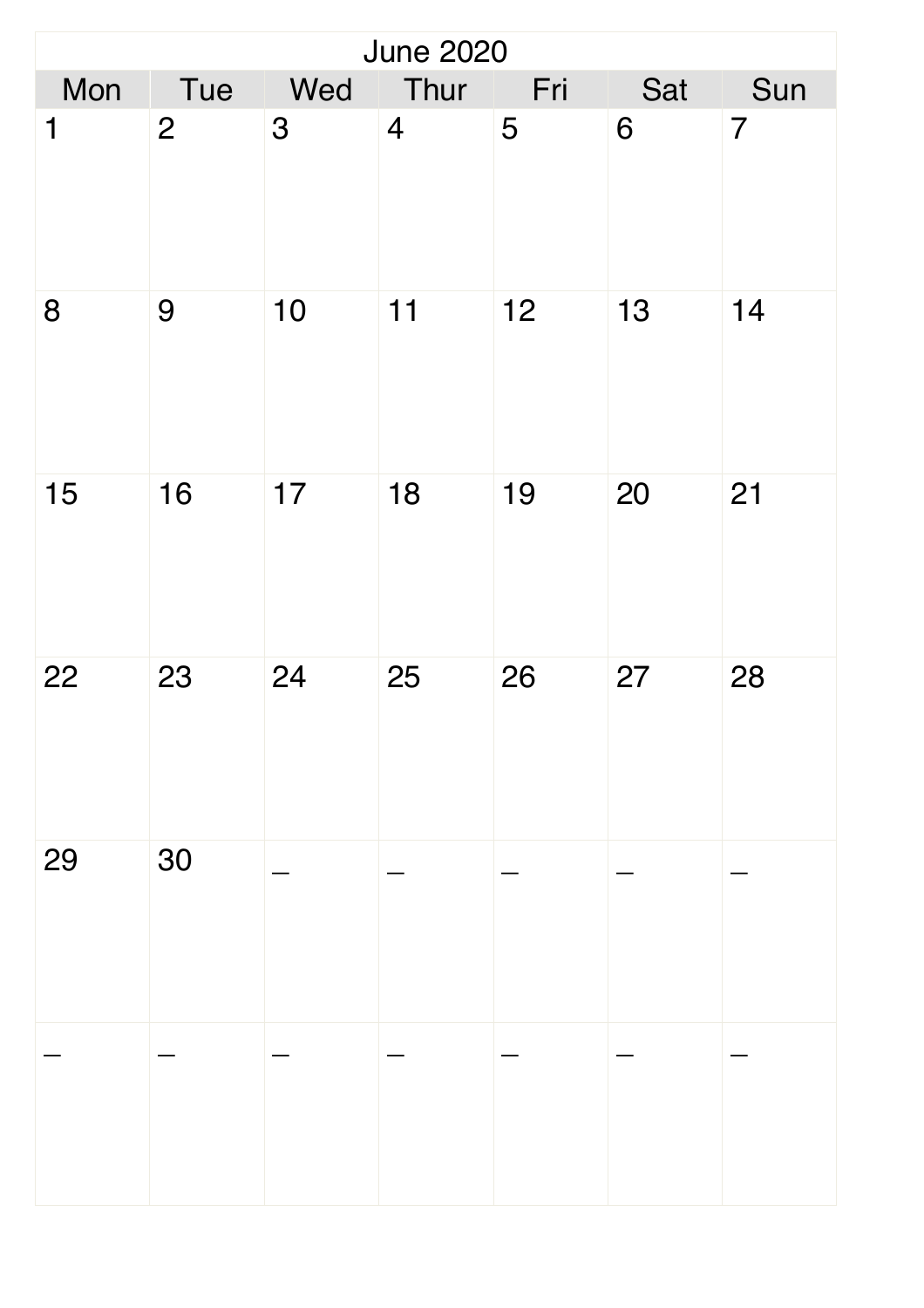# June 2020

| Mon | Tue | Wed | Thur | Fri | Sat | Sun |
|---|---|---|---|---|---|---|
| 1 | 2 | 3 | 4 | 5 | 6 | 7 |
| 8 | 9 | 10 | 11 | 12 | 13 | 14 |
| 15 | 16 | 17 | 18 | 19 | 20 | 21 |
| 22 | 23 | 24 | 25 | 26 | 27 | 28 |
| 29 | 30 | _ | _ | _ | _ | _ |
| _ | _ | _ | _ | _ | _ | _ |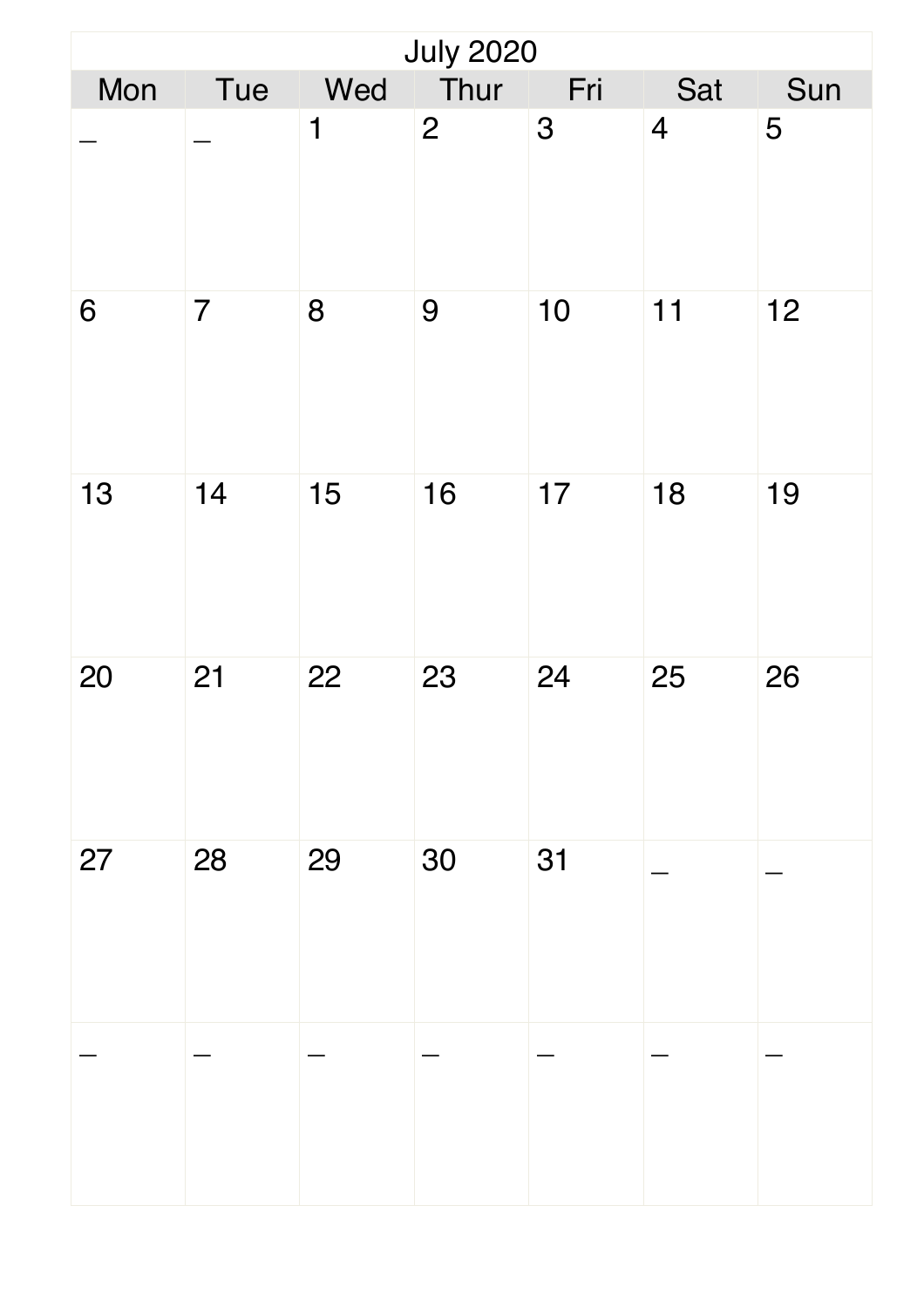# July 2020

| Mon | Tue | Wed | Thur | Fri | Sat | Sun |
| --- | --- | --- | --- | --- | --- | --- |
| _ | _ | 1 | 2 | 3 | 4 | 5 |
| 6 | 7 | 8 | 9 | 10 | 11 | 12 |
| 13 | 14 | 15 | 16 | 17 | 18 | 19 |
| 20 | 21 | 22 | 23 | 24 | 25 | 26 |
| 27 | 28 | 29 | 30 | 31 | _ | _ |
| _ | _ | _ | _ | _ | _ | _ |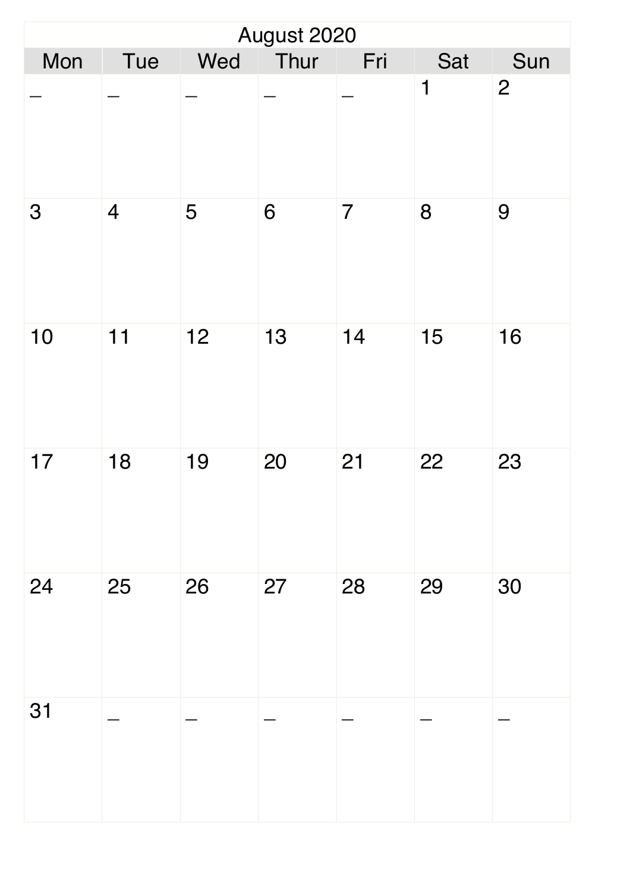August 2020

| Mon | Tue | Wed | Thur | Fri | Sat | Sun |
| --- | --- | --- | --- | --- | --- | --- |
| _ | _ | _ | _ | _ | 1 | 2 |
| 3 | 4 | 5 | 6 | 7 | 8 | 9 |
| 10 | 11 | 12 | 13 | 14 | 15 | 16 |
| 17 | 18 | 19 | 20 | 21 | 22 | 23 |
| 24 | 25 | 26 | 27 | 28 | 29 | 30 |
| 31 | _ | _ | _ | _ | _ | _ |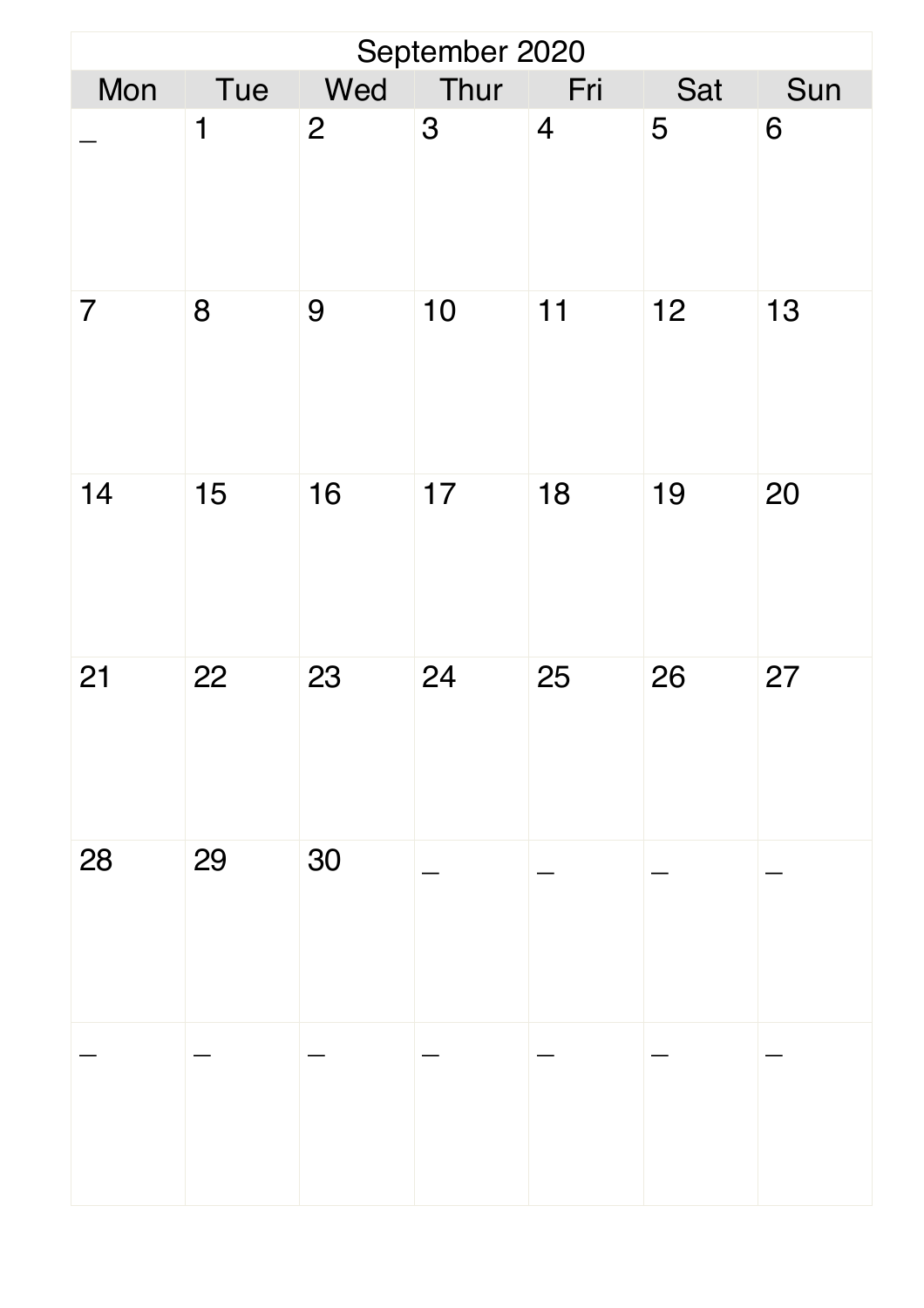# September 2020

| Mon | Tue | Wed | Thur | Fri | Sat | Sun |
| --- | --- | --- | --- | --- | --- | --- |
| _ | 1 | 2 | 3 | 4 | 5 | 6 |
| 7 | 8 | 9 | 10 | 11 | 12 | 13 |
| 14 | 15 | 16 | 17 | 18 | 19 | 20 |
| 21 | 22 | 23 | 24 | 25 | 26 | 27 |
| 28 | 29 | 30 | _ | _ | _ | _ |
| _ | _ | _ | _ | _ | _ | _ |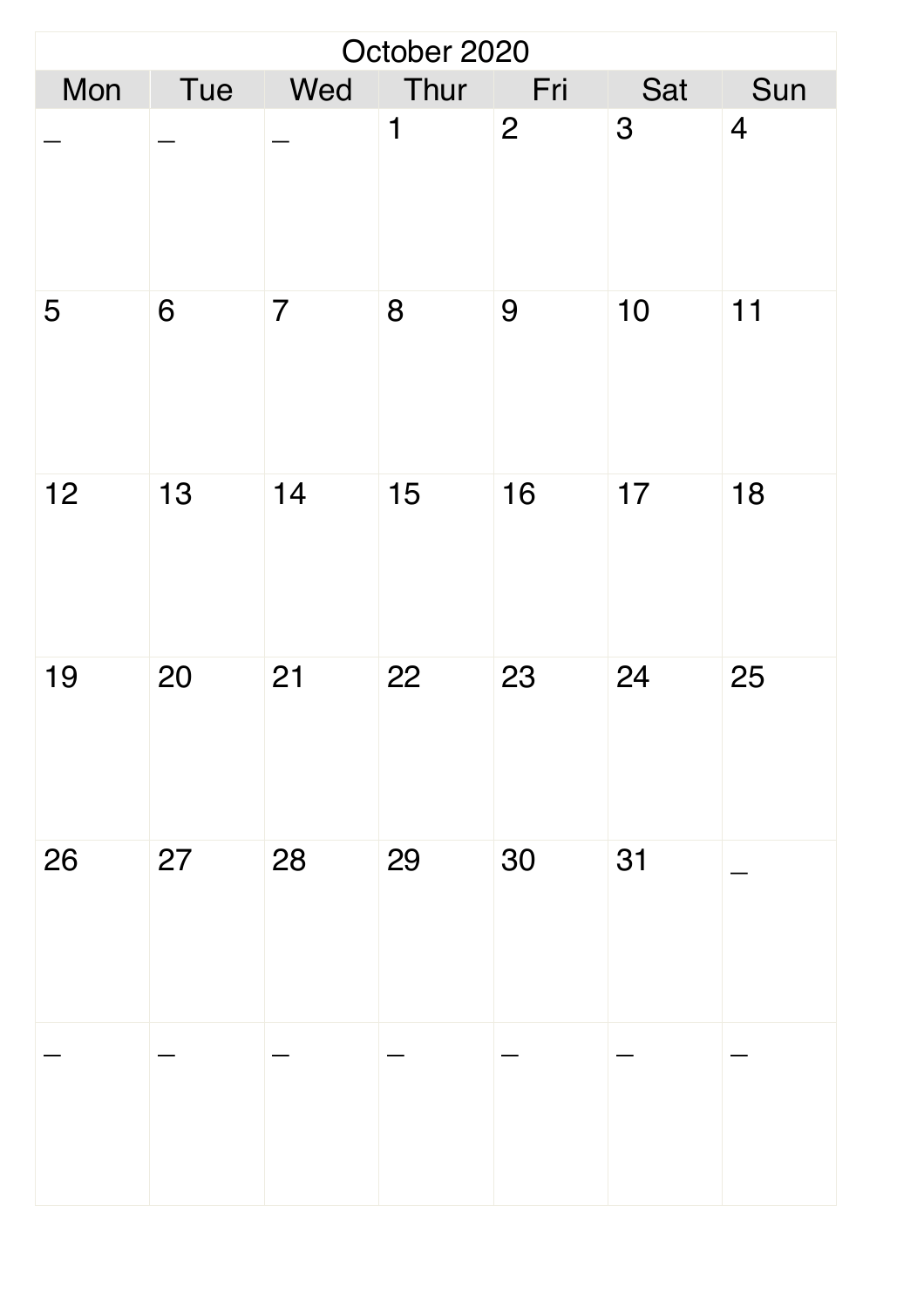| October 2020 | | | | | | |
|---|---|---|---|---|---|---|
| Mon | Tue | Wed | Thur | Fri | Sat | Sun |
| _ | _ | _ | 1 | 2 | 3 | 4 |
| 5 | 6 | 7 | 8 | 9 | 10 | 11 |
| 12 | 13 | 14 | 15 | 16 | 17 | 18 |
| 19 | 20 | 21 | 22 | 23 | 24 | 25 |
| 26 | 27 | 28 | 29 | 30 | 31 | _ |
| _ | _ | _ | _ | _ | _ | _ |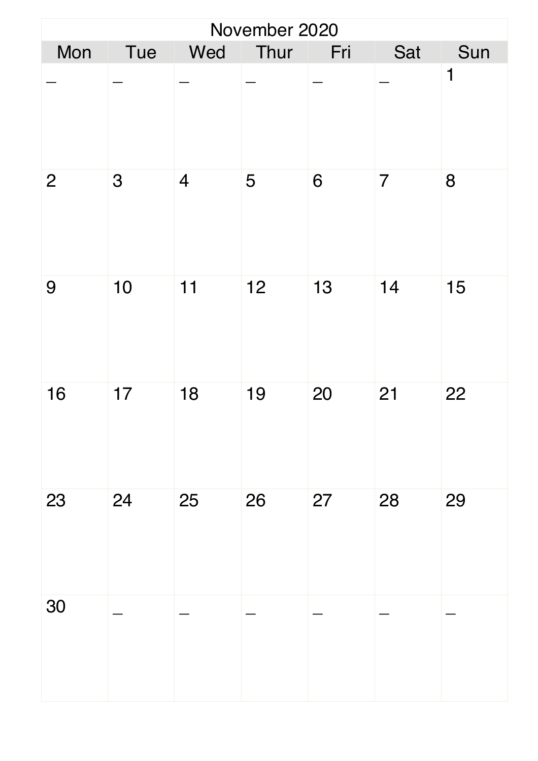| November 2020 | | | | | | |
|---|---|---|---|---|---|---|
| Mon | Tue | Wed | Thur | Fri | Sat | Sun |
| _ | _ | _ | _ | _ | _ | 1 |
| 2 | 3 | 4 | 5 | 6 | 7 | 8 |
| 9 | 10 | 11 | 12 | 13 | 14 | 15 |
| 16 | 17 | 18 | 19 | 20 | 21 | 22 |
| 23 | 24 | 25 | 26 | 27 | 28 | 29 |
| 30 | _ | _ | _ | _ | _ | _ |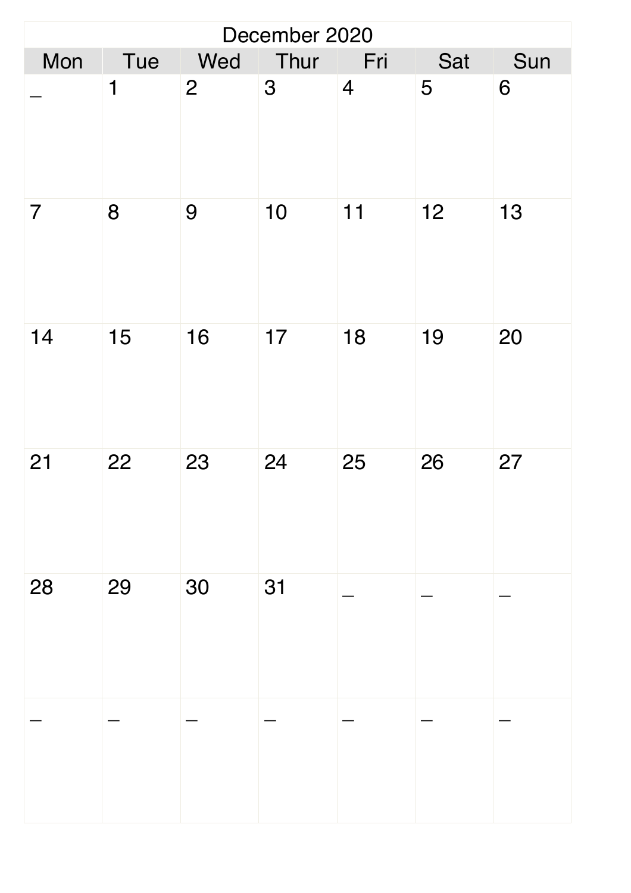# December 2020

| Mon | Tue | Wed | Thur | Fri | Sat | Sun |
|---|---|---|---|---|---|---|
| _ | 1 | 2 | 3 | 4 | 5 | 6 |
| 7 | 8 | 9 | 10 | 11 | 12 | 13 |
| 14 | 15 | 16 | 17 | 18 | 19 | 20 |
| 21 | 22 | 23 | 24 | 25 | 26 | 27 |
| 28 | 29 | 30 | 31 | _ | _ | _ |
| _ | _ | _ | _ | _ | _ | _ |